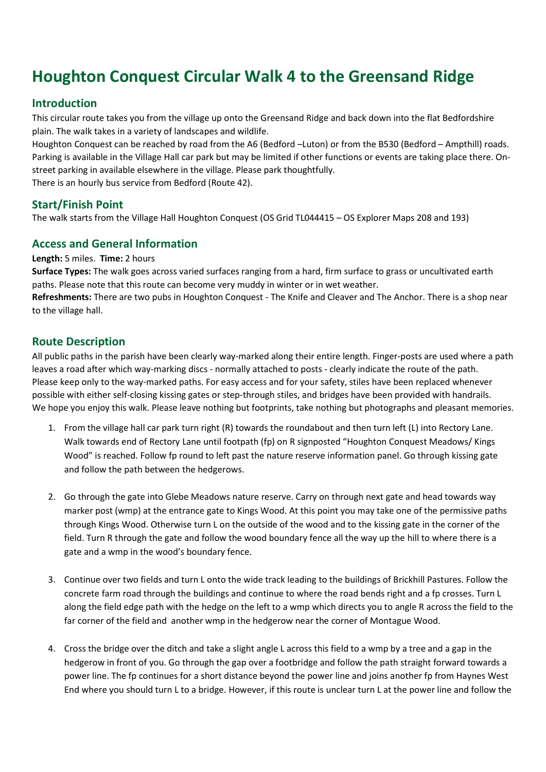# Houghton Conquest Circular Walk 4 to the Greensand Ridge

## Introduction

This circular route takes you from the village up onto the Greensand Ridge and back down into the flat Bedfordshire plain. The walk takes in a variety of landscapes and wildlife.

Houghton Conquest can be reached by road from the A6 (Bedford –Luton) or from the B530 (Bedford – Ampthill) roads. Parking is available in the Village Hall car park but may be limited if other functions or events are taking place there. On-street parking in available elsewhere in the village. Please park thoughtfully.

There is an hourly bus service from Bedford (Route 42).

## Start/Finish Point

The walk starts from the Village Hall Houghton Conquest (OS Grid TL044415 – OS Explorer Maps 208 and 193)

## Access and General Information

**Length:** 5 miles. **Time:** 2 hours

**Surface Types:** The walk goes across varied surfaces ranging from a hard, firm surface to grass or uncultivated earth paths. Please note that this route can become very muddy in winter or in wet weather.

**Refreshments:** There are two pubs in Houghton Conquest - The Knife and Cleaver and The Anchor. There is a shop near to the village hall.

## Route Description

All public paths in the parish have been clearly way-marked along their entire length. Finger-posts are used where a path leaves a road after which way-marking discs - normally attached to posts - clearly indicate the route of the path. Please keep only to the way-marked paths. For easy access and for your safety, stiles have been replaced whenever possible with either self-closing kissing gates or step-through stiles, and bridges have been provided with handrails. We hope you enjoy this walk. Please leave nothing but footprints, take nothing but photographs and pleasant memories.

1. From the village hall car park turn right (R) towards the roundabout and then turn left (L) into Rectory Lane. Walk towards end of Rectory Lane until footpath (fp) on R signposted "Houghton Conquest Meadows/ Kings Wood" is reached. Follow fp round to left past the nature reserve information panel. Go through kissing gate and follow the path between the hedgerows.

2. Go through the gate into Glebe Meadows nature reserve. Carry on through next gate and head towards way marker post (wmp) at the entrance gate to Kings Wood. At this point you may take one of the permissive paths through Kings Wood. Otherwise turn L on the outside of the wood and to the kissing gate in the corner of the field. Turn R through the gate and follow the wood boundary fence all the way up the hill to where there is a gate and a wmp in the wood's boundary fence.

3. Continue over two fields and turn L onto the wide track leading to the buildings of Brickhill Pastures. Follow the concrete farm road through the buildings and continue to where the road bends right and a fp crosses. Turn L along the field edge path with the hedge on the left to a wmp which directs you to angle R across the field to the far corner of the field and another wmp in the hedgerow near the corner of Montague Wood.

4. Cross the bridge over the ditch and take a slight angle L across this field to a wmp by a tree and a gap in the hedgerow in front of you. Go through the gap over a footbridge and follow the path straight forward towards a power line. The fp continues for a short distance beyond the power line and joins another fp from Haynes West End where you should turn L to a bridge. However, if this route is unclear turn L at the power line and follow the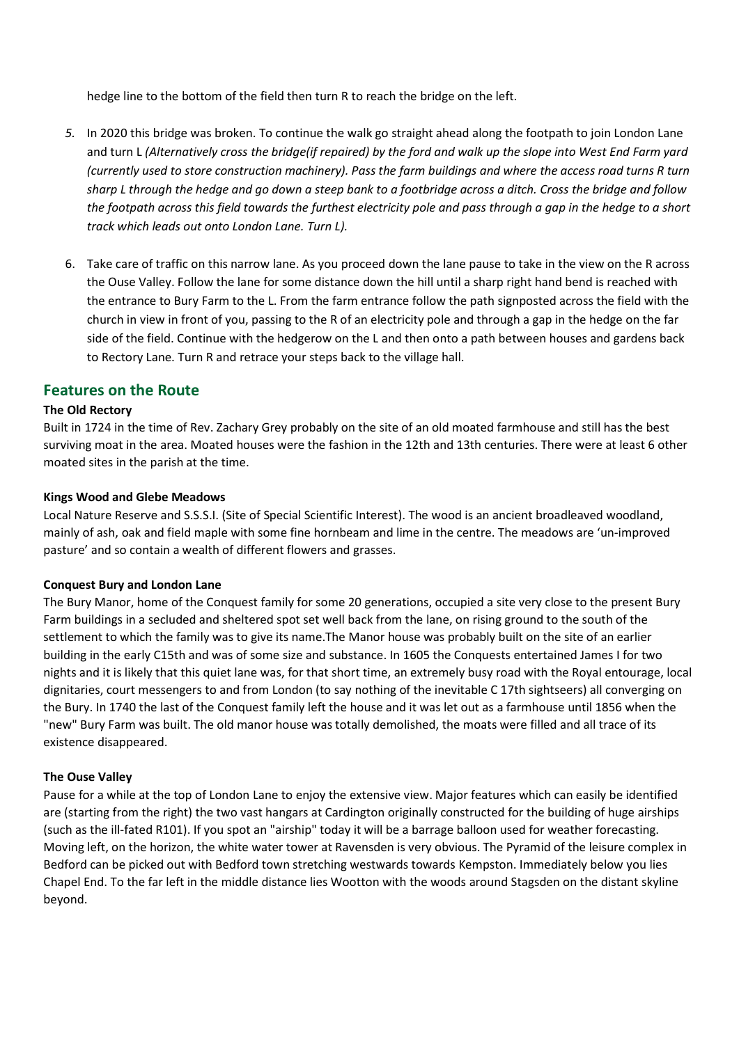hedge line to the bottom of the field then turn R to reach the bridge on the left.

5. In 2020 this bridge was broken. To continue the walk go straight ahead along the footpath to join London Lane and turn L *(Alternatively cross the bridge(if repaired) by the ford and walk up the slope into West End Farm yard (currently used to store construction machinery). Pass the farm buildings and where the access road turns R turn sharp L through the hedge and go down a steep bank to a footbridge across a ditch. Cross the bridge and follow the footpath across this field towards the furthest electricity pole and pass through a gap in the hedge to a short track which leads out onto London Lane. Turn L).*

6. Take care of traffic on this narrow lane. As you proceed down the lane pause to take in the view on the R across the Ouse Valley. Follow the lane for some distance down the hill until a sharp right hand bend is reached with the entrance to Bury Farm to the L. From the farm entrance follow the path signposted across the field with the church in view in front of you, passing to the R of an electricity pole and through a gap in the hedge on the far side of the field. Continue with the hedgerow on the L and then onto a path between houses and gardens back to Rectory Lane. Turn R and retrace your steps back to the village hall.

## Features on the Route

**The Old Rectory**

Built in 1724 in the time of Rev. Zachary Grey probably on the site of an old moated farmhouse and still has the best surviving moat in the area. Moated houses were the fashion in the 12th and 13th centuries. There were at least 6 other moated sites in the parish at the time.

**Kings Wood and Glebe Meadows**

Local Nature Reserve and S.S.S.I. (Site of Special Scientific Interest). The wood is an ancient broadleaved woodland, mainly of ash, oak and field maple with some fine hornbeam and lime in the centre. The meadows are 'un-improved pasture' and so contain a wealth of different flowers and grasses.

**Conquest Bury and London Lane**

The Bury Manor, home of the Conquest family for some 20 generations, occupied a site very close to the present Bury Farm buildings in a secluded and sheltered spot set well back from the lane, on rising ground to the south of the settlement to which the family was to give its name.The Manor house was probably built on the site of an earlier building in the early C15th and was of some size and substance. In 1605 the Conquests entertained James I for two nights and it is likely that this quiet lane was, for that short time, an extremely busy road with the Royal entourage, local dignitaries, court messengers to and from London (to say nothing of the inevitable C 17th sightseers) all converging on the Bury. In 1740 the last of the Conquest family left the house and it was let out as a farmhouse until 1856 when the "new" Bury Farm was built. The old manor house was totally demolished, the moats were filled and all trace of its existence disappeared.

**The Ouse Valley**

Pause for a while at the top of London Lane to enjoy the extensive view. Major features which can easily be identified are (starting from the right) the two vast hangars at Cardington originally constructed for the building of huge airships (such as the ill-fated R101). If you spot an "airship" today it will be a barrage balloon used for weather forecasting. Moving left, on the horizon, the white water tower at Ravensden is very obvious. The Pyramid of the leisure complex in Bedford can be picked out with Bedford town stretching westwards towards Kempston. Immediately below you lies Chapel End. To the far left in the middle distance lies Wootton with the woods around Stagsden on the distant skyline beyond.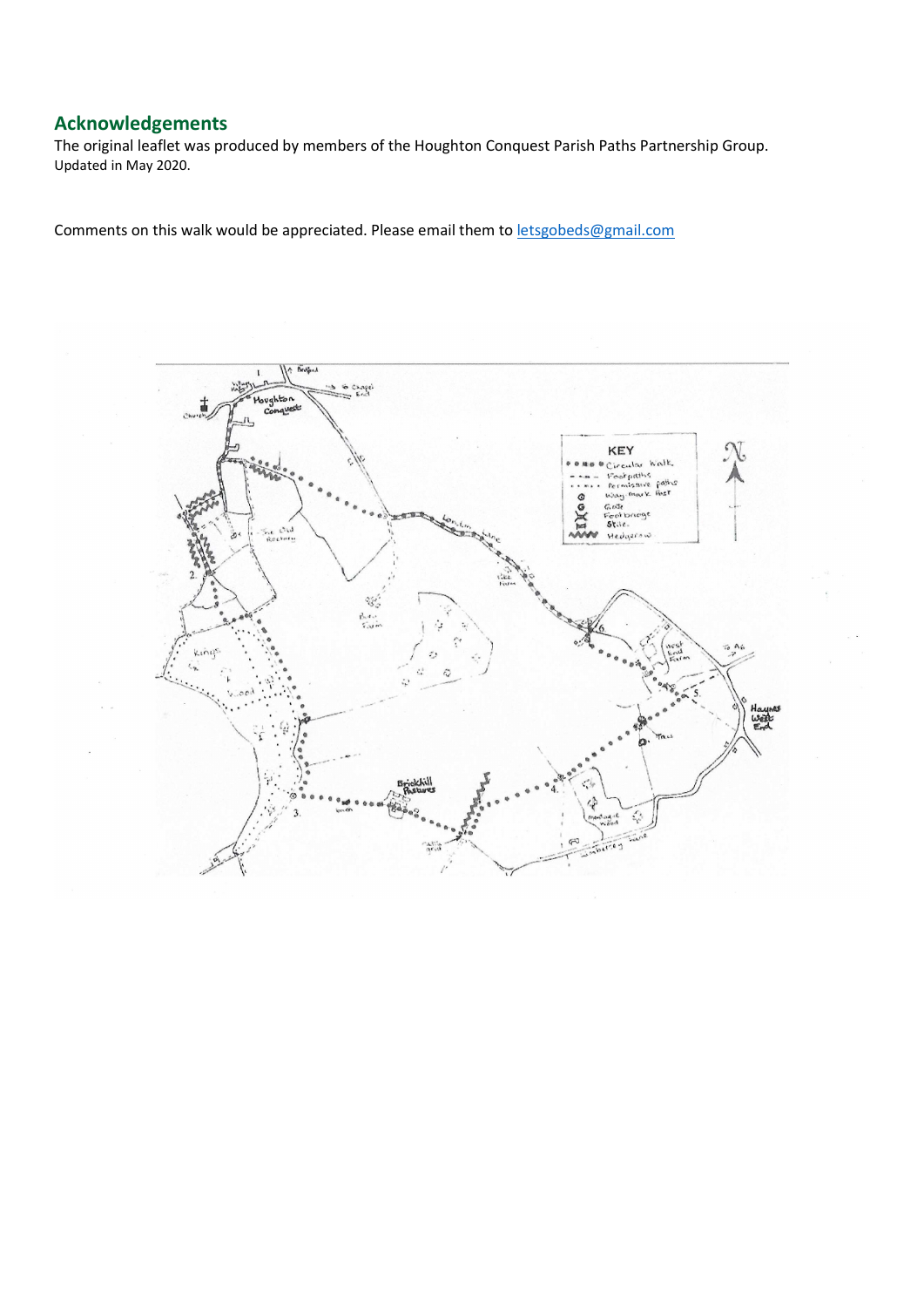## Acknowledgements

The original leaflet was produced by members of the Houghton Conquest Parish Paths Partnership Group.
Updated in May 2020.

Comments on this walk would be appreciated. Please email them to letsgobeds@gmail.com

KEY
Circular Walk
Footpaths
Permissive paths
Way mark Post
Gate
Footbridge
Stile
Hedgerow